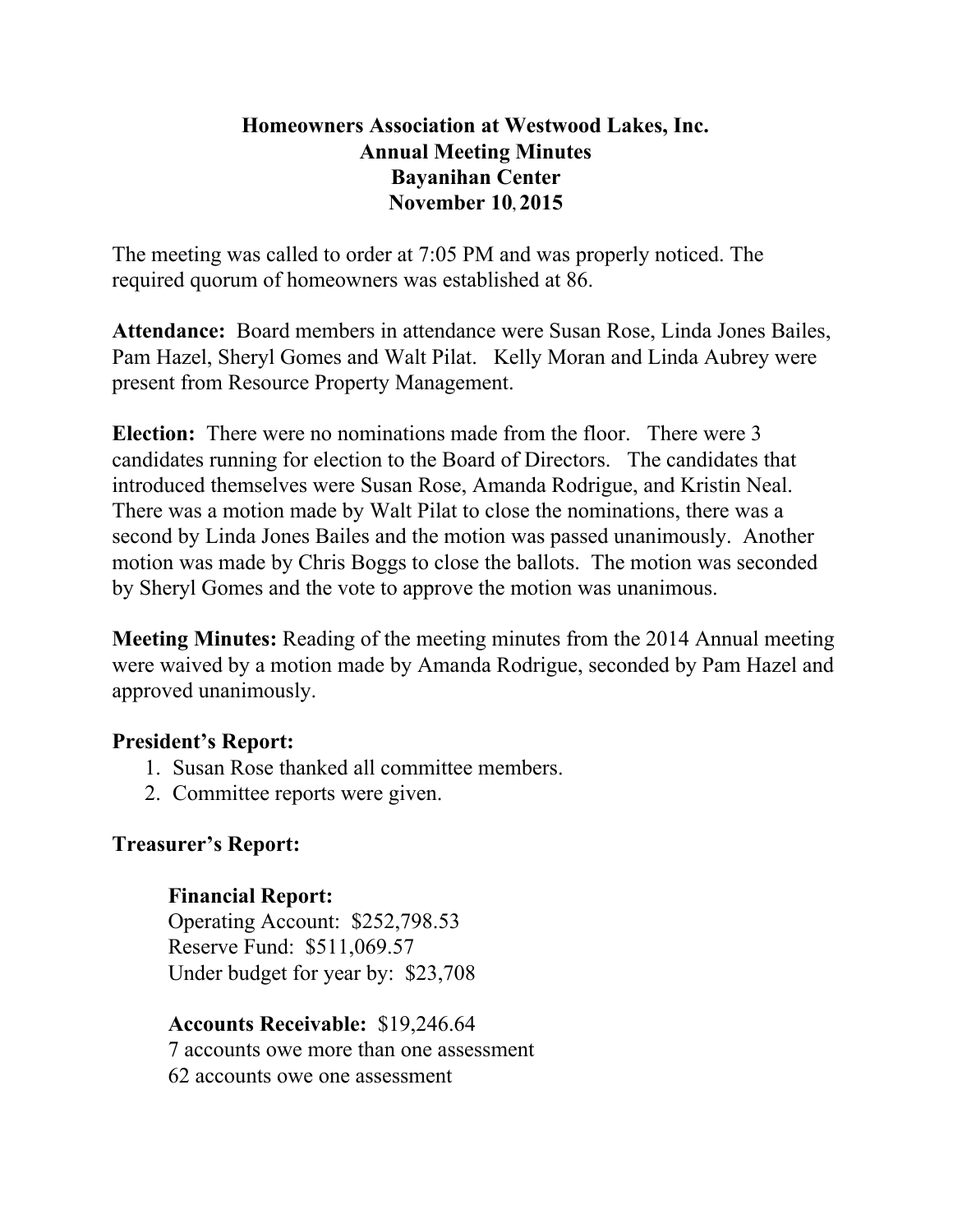# Homeowners Association at Westwood Lakes, Inc.
## Annual Meeting Minutes
## Bayanihan Center
## November 10, 2015

The meeting was called to order at 7:05 PM and was properly noticed. The required quorum of homeowners was established at 86.

**Attendance:** Board members in attendance were Susan Rose, Linda Jones Bailes, Pam Hazel, Sheryl Gomes and Walt Pilat. Kelly Moran and Linda Aubrey were present from Resource Property Management.

**Election:** There were no nominations made from the floor. There were 3 candidates running for election to the Board of Directors. The candidates that introduced themselves were Susan Rose, Amanda Rodrigue, and Kristin Neal. There was a motion made by Walt Pilat to close the nominations, there was a second by Linda Jones Bailes and the motion was passed unanimously. Another motion was made by Chris Boggs to close the ballots. The motion was seconded by Sheryl Gomes and the vote to approve the motion was unanimous.

**Meeting Minutes:** Reading of the meeting minutes from the 2014 Annual meeting were waived by a motion made by Amanda Rodrigue, seconded by Pam Hazel and approved unanimously.

**President's Report:**

1. Susan Rose thanked all committee members.
2. Committee reports were given.

**Treasurer's Report:**

**Financial Report:**
Operating Account: $252,798.53
Reserve Fund: $511,069.57
Under budget for year by: $23,708

**Accounts Receivable:** $19,246.64
7 accounts owe more than one assessment
62 accounts owe one assessment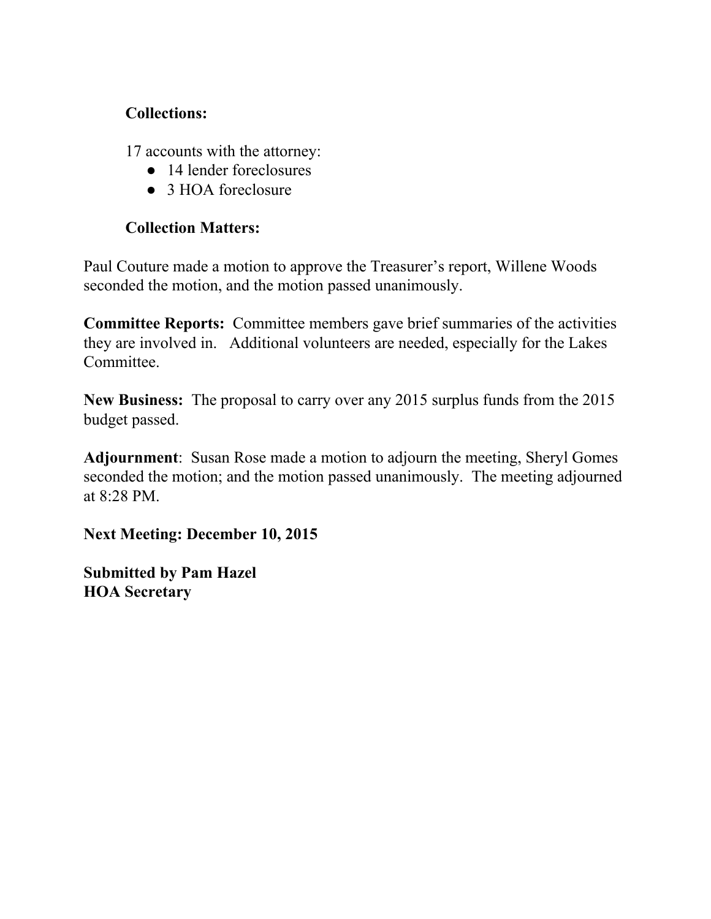**Collections:**

17 accounts with the attorney:

- 14 lender foreclosures
- 3 HOA foreclosure

**Collection Matters:**

Paul Couture made a motion to approve the Treasurer's report, Willene Woods seconded the motion, and the motion passed unanimously.

**Committee Reports:** Committee members gave brief summaries of the activities they are involved in. Additional volunteers are needed, especially for the Lakes Committee.

**New Business:** The proposal to carry over any 2015 surplus funds from the 2015 budget passed.

**Adjournment**: Susan Rose made a motion to adjourn the meeting, Sheryl Gomes seconded the motion; and the motion passed unanimously. The meeting adjourned at 8:28 PM.

**Next Meeting: December 10, 2015**

**Submitted by Pam Hazel**
**HOA Secretary**